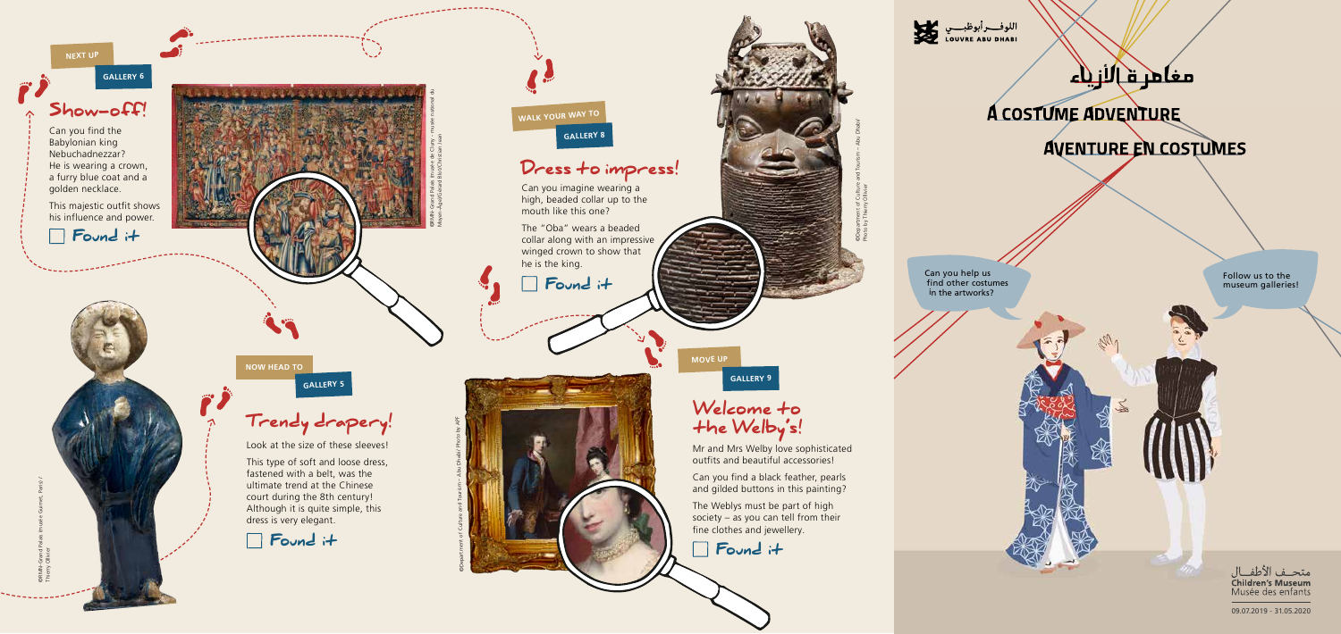اللوفــر أبوظبــي
LOUVRE ABU DHABI

# مغامرة الأزياء

# A COSTUME ADVENTURE

# AVENTURE EN COSTUMES

Can you help us find other costumes in the artworks?

Follow us to the museum galleries!

متحف الأطفال
Children's Museum
Musée des enfants

09.07.2019 - 31.05.2020

NOW HEAD TO

GALLERY 5

## Trendy drapery!

Look at the size of these sleeves!

This type of soft and loose dress, fastened with a belt, was the ultimate trend at the Chinese court during the 8th century! Although it is quite simple, this dress is very elegant.

☐ Found it

©RMN-Grand Palais (musée Guimet, Paris) / Thierry Ollivier

NEXT UP

GALLERY 6

## Show-off!

Can you find the Babylonian king Nebuchadnezzar? He is wearing a crown, a furry blue coat and a golden necklace.

This majestic outfit shows his influence and power.

☐ Found it

©RMN-Grand Palais (musée de Cluny - musée national du Moyen-Âge)/Gérard Blot/Christian Jean

WALK YOUR WAY TO

GALLERY 8

## Dress to impress!

Can you imagine wearing a high, beaded collar up to the mouth like this one?

The "Oba" wears a beaded collar along with an impressive winged crown to show that he is the king.

☐ Found it

©Department of Culture and Tourism – Abu Dhabi/ Photo by Thierry Ollivier

MOVE UP

GALLERY 9

## Welcome to the Welby's!

Mr and Mrs Welby love sophisticated outfits and beautiful accessories!

Can you find a black feather, pearls and gilded buttons in this painting?

The Weblys must be part of high society – as you can tell from their fine clothes and jewellery.

☐ Found it

©Department of Culture and Tourism – Abu Dhabi/ Photo by APF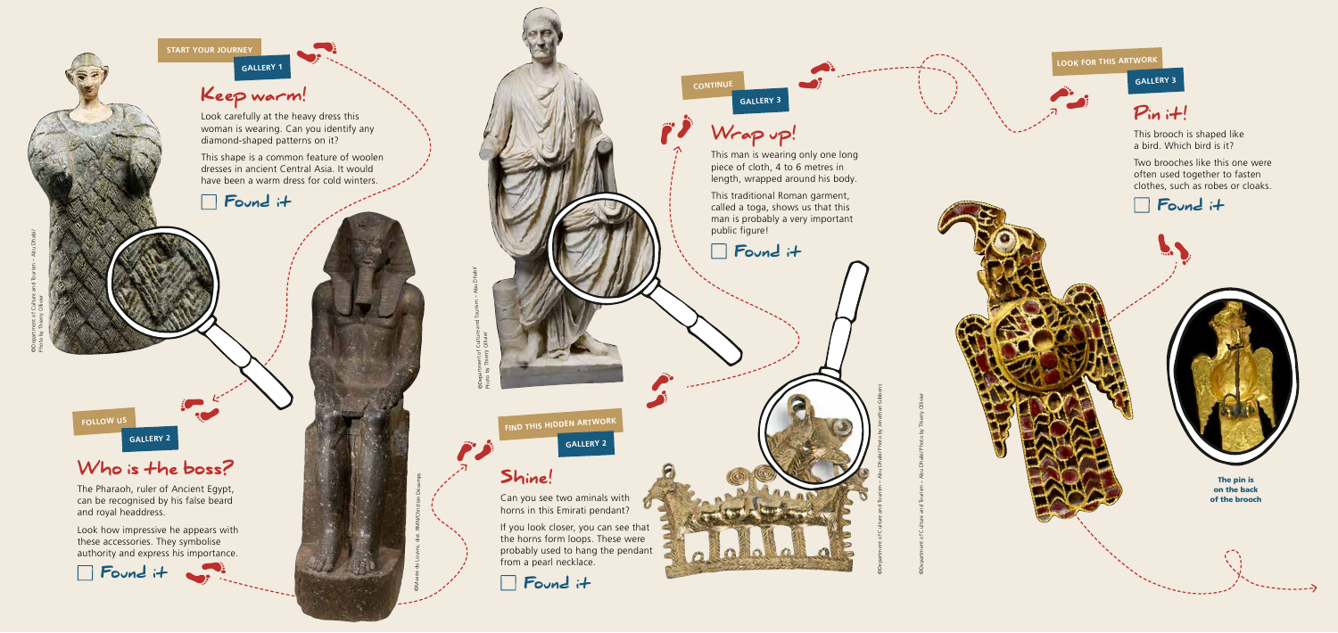START YOUR JOURNEY

GALLERY 1

## Keep warm!

Look carefully at the heavy dress this woman is wearing. Can you identify any diamond-shaped patterns on it?

This shape is a common feature of woolen dresses in ancient Central Asia. It would have been a warm dress for cold winters.

☐ Found it

©Department of Culture and Tourism – Abu Dhabi/ Photo by Thierry Ollivier

FOLLOW US

GALLERY 2

## Who is the boss?

The Pharaoh, ruler of Ancient Egypt, can be recognised by his false beard and royal headdress.

Look how impressive he appears with these accessories. They symbolise authority and express his importance.

☐ Found it

©Musée du Louvre, dist. RMN/Christian Décamps

CONTINUE

GALLERY 3

## Wrap up!

This man is wearing only one long piece of cloth, 4 to 6 metres in length, wrapped around his body.

This traditional Roman garment, called a toga, shows us that this man is probably a very important public figure!

☐ Found it

©Department of Culture and Tourism – Abu Dhabi/ Photo by Thierry Ollivier

FIND THIS HIDDEN ARTWORK

GALLERY 2

## Shine!

Can you see two aminals with horns in this Emirati pendant?

If you look closer, you can see that the horns form loops. These were probably used to hang the pendant from a pearl necklace.

☐ Found it

©Department of Culture and Tourism – Abu Dhabi/ Photo by Jonathan Gibbons

LOOK FOR THIS ARTWORK

GALLERY 3

## Pin it!

This brooch is shaped like a bird. Which bird is it?

Two brooches like this one were often used together to fasten clothes, such as robes or cloaks.

☐ Found it

©Department of Culture and Tourism – Abu Dhabi/ Photo by Thierry Ollivier

**The pin is on the back of the brooch**